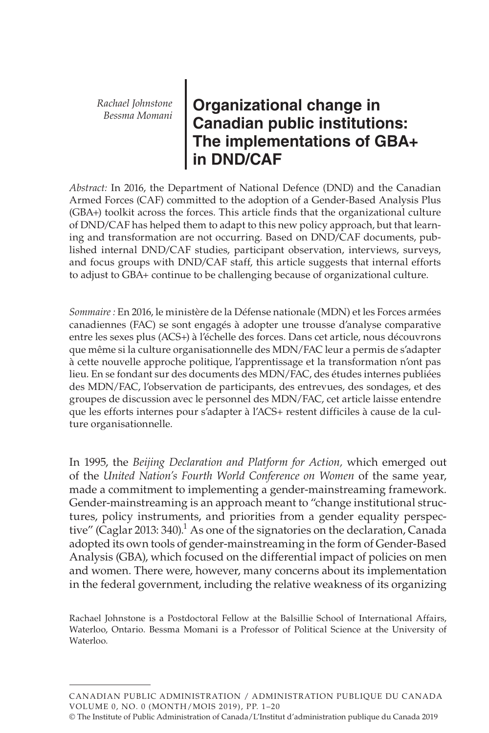*Rachael Johnstone*
*Bessma Momani*

# Organizational change in Canadian public institutions: The implementations of GBA+ in DND/CAF

*Abstract:* In 2016, the Department of National Defence (DND) and the Canadian Armed Forces (CAF) committed to the adoption of a Gender-Based Analysis Plus (GBA+) toolkit across the forces. This article finds that the organizational culture of DND/CAF has helped them to adapt to this new policy approach, but that learning and transformation are not occurring. Based on DND/CAF documents, published internal DND/CAF studies, participant observation, interviews, surveys, and focus groups with DND/CAF staff, this article suggests that internal efforts to adjust to GBA+ continue to be challenging because of organizational culture.

*Sommaire :* En 2016, le ministère de la Défense nationale (MDN) et les Forces armées canadiennes (FAC) se sont engagés à adopter une trousse d'analyse comparative entre les sexes plus (ACS+) à l'échelle des forces. Dans cet article, nous découvrons que même si la culture organisationnelle des MDN/FAC leur a permis de s'adapter à cette nouvelle approche politique, l'apprentissage et la transformation n'ont pas lieu. En se fondant sur des documents des MDN/FAC, des études internes publiées des MDN/FAC, l'observation de participants, des entrevues, des sondages, et des groupes de discussion avec le personnel des MDN/FAC, cet article laisse entendre que les efforts internes pour s'adapter à l'ACS+ restent difficiles à cause de la culture organisationnelle.

In 1995, the *Beijing Declaration and Platform for Action,* which emerged out of the *United Nation's Fourth World Conference on Women* of the same year, made a commitment to implementing a gender-mainstreaming framework. Gender-mainstreaming is an approach meant to "change institutional structures, policy instruments, and priorities from a gender equality perspective" (Caglar 2013: 340).[1] As one of the signatories on the declaration, Canada adopted its own tools of gender-mainstreaming in the form of Gender-Based Analysis (GBA), which focused on the differential impact of policies on men and women. There were, however, many concerns about its implementation in the federal government, including the relative weakness of its organizing

Rachael Johnstone is a Postdoctoral Fellow at the Balsillie School of International Affairs, Waterloo, Ontario. Bessma Momani is a Professor of Political Science at the University of Waterloo.

© The Institute of Public Administration of Canada/L'Institut d'administration publique du Canada 2019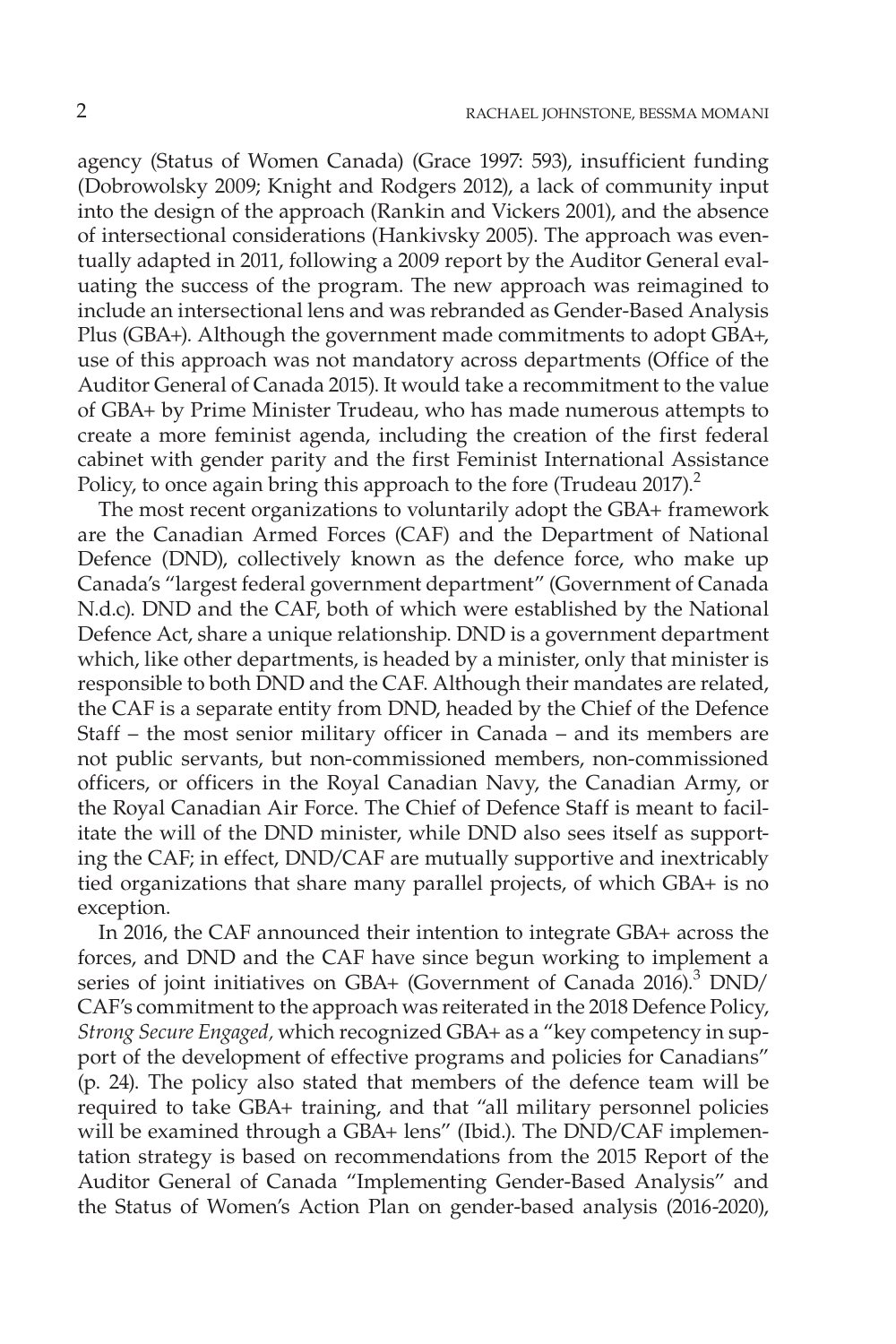agency (Status of Women Canada) (Grace 1997: 593), insufficient funding (Dobrowolsky 2009; Knight and Rodgers 2012), a lack of community input into the design of the approach (Rankin and Vickers 2001), and the absence of intersectional considerations (Hankivsky 2005). The approach was eventually adapted in 2011, following a 2009 report by the Auditor General evaluating the success of the program. The new approach was reimagined to include an intersectional lens and was rebranded as Gender-Based Analysis Plus (GBA+). Although the government made commitments to adopt GBA+, use of this approach was not mandatory across departments (Office of the Auditor General of Canada 2015). It would take a recommitment to the value of GBA+ by Prime Minister Trudeau, who has made numerous attempts to create a more feminist agenda, including the creation of the first federal cabinet with gender parity and the first Feminist International Assistance Policy, to once again bring this approach to the fore (Trudeau 2017).[2]

The most recent organizations to voluntarily adopt the GBA+ framework are the Canadian Armed Forces (CAF) and the Department of National Defence (DND), collectively known as the defence force, who make up Canada's "largest federal government department" (Government of Canada N.d.c). DND and the CAF, both of which were established by the National Defence Act, share a unique relationship. DND is a government department which, like other departments, is headed by a minister, only that minister is responsible to both DND and the CAF. Although their mandates are related, the CAF is a separate entity from DND, headed by the Chief of the Defence Staff – the most senior military officer in Canada – and its members are not public servants, but non-commissioned members, non-commissioned officers, or officers in the Royal Canadian Navy, the Canadian Army, or the Royal Canadian Air Force. The Chief of Defence Staff is meant to facilitate the will of the DND minister, while DND also sees itself as supporting the CAF; in effect, DND/CAF are mutually supportive and inextricably tied organizations that share many parallel projects, of which GBA+ is no exception.

In 2016, the CAF announced their intention to integrate GBA+ across the forces, and DND and the CAF have since begun working to implement a series of joint initiatives on GBA+ (Government of Canada 2016).[3] DND/CAF's commitment to the approach was reiterated in the 2018 Defence Policy, *Strong Secure Engaged,* which recognized GBA+ as a "key competency in support of the development of effective programs and policies for Canadians" (p. 24). The policy also stated that members of the defence team will be required to take GBA+ training, and that "all military personnel policies will be examined through a GBA+ lens" (Ibid.). The DND/CAF implementation strategy is based on recommendations from the 2015 Report of the Auditor General of Canada "Implementing Gender-Based Analysis" and the Status of Women's Action Plan on gender-based analysis (2016-2020),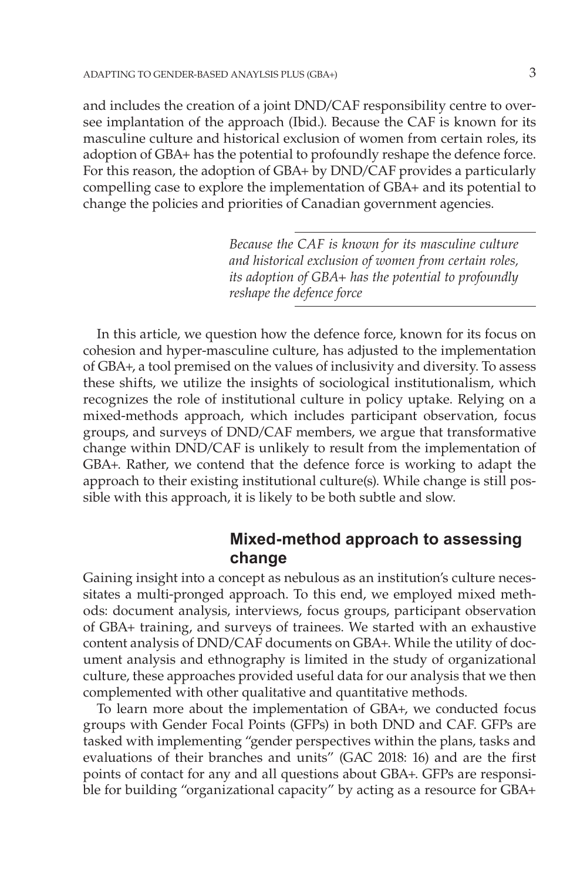and includes the creation of a joint DND/CAF responsibility centre to oversee implantation of the approach (Ibid.). Because the CAF is known for its masculine culture and historical exclusion of women from certain roles, its adoption of GBA+ has the potential to profoundly reshape the defence force. For this reason, the adoption of GBA+ by DND/CAF provides a particularly compelling case to explore the implementation of GBA+ and its potential to change the policies and priorities of Canadian government agencies.

> *Because the CAF is known for its masculine culture and historical exclusion of women from certain roles, its adoption of GBA+ has the potential to profoundly reshape the defence force*

In this article, we question how the defence force, known for its focus on cohesion and hyper-masculine culture, has adjusted to the implementation of GBA+, a tool premised on the values of inclusivity and diversity. To assess these shifts, we utilize the insights of sociological institutionalism, which recognizes the role of institutional culture in policy uptake. Relying on a mixed-methods approach, which includes participant observation, focus groups, and surveys of DND/CAF members, we argue that transformative change within DND/CAF is unlikely to result from the implementation of GBA+. Rather, we contend that the defence force is working to adapt the approach to their existing institutional culture(s). While change is still possible with this approach, it is likely to be both subtle and slow.

## Mixed-method approach to assessing change

Gaining insight into a concept as nebulous as an institution's culture necessitates a multi-pronged approach. To this end, we employed mixed methods: document analysis, interviews, focus groups, participant observation of GBA+ training, and surveys of trainees. We started with an exhaustive content analysis of DND/CAF documents on GBA+. While the utility of document analysis and ethnography is limited in the study of organizational culture, these approaches provided useful data for our analysis that we then complemented with other qualitative and quantitative methods.

To learn more about the implementation of GBA+, we conducted focus groups with Gender Focal Points (GFPs) in both DND and CAF. GFPs are tasked with implementing "gender perspectives within the plans, tasks and evaluations of their branches and units" (GAC 2018: 16) and are the first points of contact for any and all questions about GBA+. GFPs are responsible for building "organizational capacity" by acting as a resource for GBA+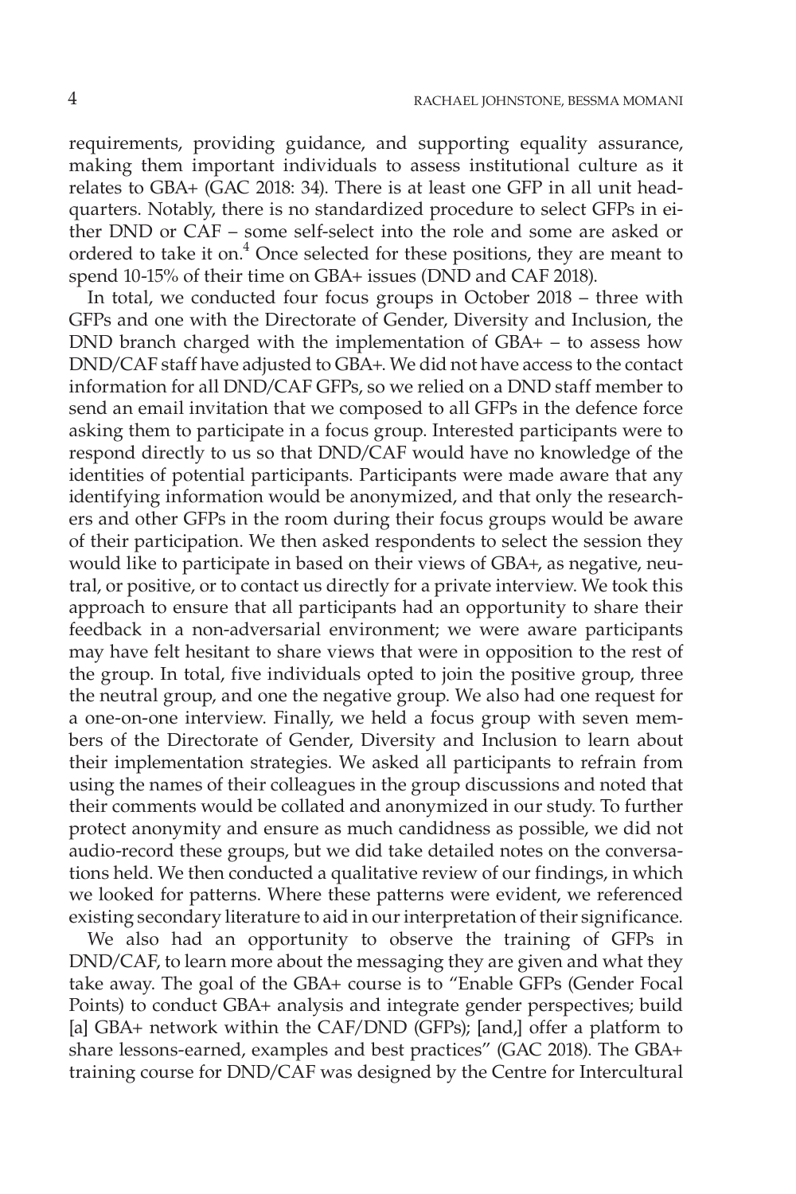requirements, providing guidance, and supporting equality assurance, making them important individuals to assess institutional culture as it relates to GBA+ (GAC 2018: 34). There is at least one GFP in all unit headquarters. Notably, there is no standardized procedure to select GFPs in either DND or CAF – some self-select into the role and some are asked or ordered to take it on.[4] Once selected for these positions, they are meant to spend 10-15% of their time on GBA+ issues (DND and CAF 2018).

In total, we conducted four focus groups in October 2018 – three with GFPs and one with the Directorate of Gender, Diversity and Inclusion, the DND branch charged with the implementation of GBA+ – to assess how DND/CAF staff have adjusted to GBA+. We did not have access to the contact information for all DND/CAF GFPs, so we relied on a DND staff member to send an email invitation that we composed to all GFPs in the defence force asking them to participate in a focus group. Interested participants were to respond directly to us so that DND/CAF would have no knowledge of the identities of potential participants. Participants were made aware that any identifying information would be anonymized, and that only the researchers and other GFPs in the room during their focus groups would be aware of their participation. We then asked respondents to select the session they would like to participate in based on their views of GBA+, as negative, neutral, or positive, or to contact us directly for a private interview. We took this approach to ensure that all participants had an opportunity to share their feedback in a non-adversarial environment; we were aware participants may have felt hesitant to share views that were in opposition to the rest of the group. In total, five individuals opted to join the positive group, three the neutral group, and one the negative group. We also had one request for a one-on-one interview. Finally, we held a focus group with seven members of the Directorate of Gender, Diversity and Inclusion to learn about their implementation strategies. We asked all participants to refrain from using the names of their colleagues in the group discussions and noted that their comments would be collated and anonymized in our study. To further protect anonymity and ensure as much candidness as possible, we did not audio-record these groups, but we did take detailed notes on the conversations held. We then conducted a qualitative review of our findings, in which we looked for patterns. Where these patterns were evident, we referenced existing secondary literature to aid in our interpretation of their significance.

We also had an opportunity to observe the training of GFPs in DND/CAF, to learn more about the messaging they are given and what they take away. The goal of the GBA+ course is to "Enable GFPs (Gender Focal Points) to conduct GBA+ analysis and integrate gender perspectives; build [a] GBA+ network within the CAF/DND (GFPs); [and,] offer a platform to share lessons-earned, examples and best practices" (GAC 2018). The GBA+ training course for DND/CAF was designed by the Centre for Intercultural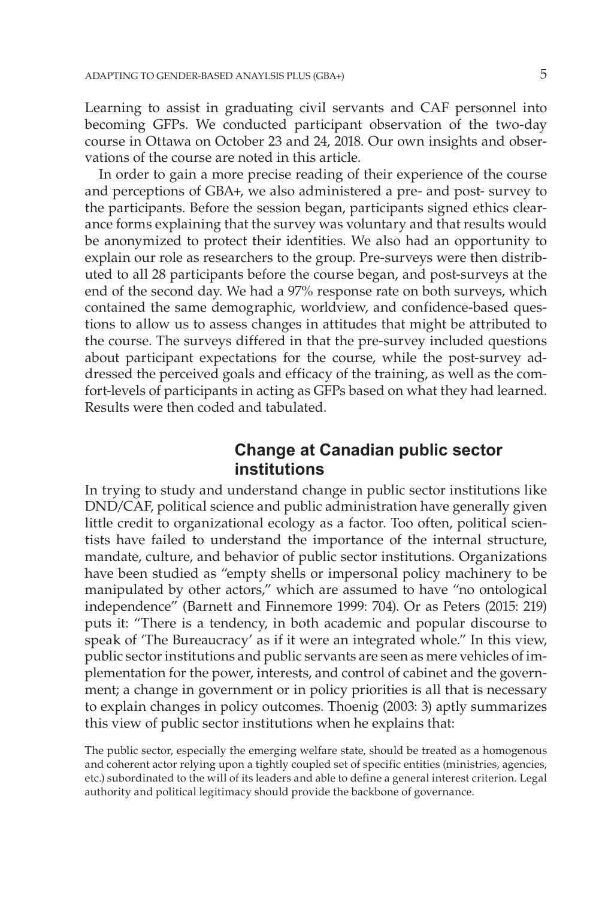Learning to assist in graduating civil servants and CAF personnel into becoming GFPs. We conducted participant observation of the two-day course in Ottawa on October 23 and 24, 2018. Our own insights and observations of the course are noted in this article.

In order to gain a more precise reading of their experience of the course and perceptions of GBA+, we also administered a pre- and post- survey to the participants. Before the session began, participants signed ethics clearance forms explaining that the survey was voluntary and that results would be anonymized to protect their identities. We also had an opportunity to explain our role as researchers to the group. Pre-surveys were then distributed to all 28 participants before the course began, and post-surveys at the end of the second day. We had a 97% response rate on both surveys, which contained the same demographic, worldview, and confidence-based questions to allow us to assess changes in attitudes that might be attributed to the course. The surveys differed in that the pre-survey included questions about participant expectations for the course, while the post-survey addressed the perceived goals and efficacy of the training, as well as the comfort-levels of participants in acting as GFPs based on what they had learned. Results were then coded and tabulated.

## Change at Canadian public sector institutions

In trying to study and understand change in public sector institutions like DND/CAF, political science and public administration have generally given little credit to organizational ecology as a factor. Too often, political scientists have failed to understand the importance of the internal structure, mandate, culture, and behavior of public sector institutions. Organizations have been studied as "empty shells or impersonal policy machinery to be manipulated by other actors," which are assumed to have "no ontological independence" (Barnett and Finnemore 1999: 704). Or as Peters (2015: 219) puts it: "There is a tendency, in both academic and popular discourse to speak of 'The Bureaucracy' as if it were an integrated whole." In this view, public sector institutions and public servants are seen as mere vehicles of implementation for the power, interests, and control of cabinet and the government; a change in government or in policy priorities is all that is necessary to explain changes in policy outcomes. Thoenig (2003: 3) aptly summarizes this view of public sector institutions when he explains that:

> The public sector, especially the emerging welfare state, should be treated as a homogenous and coherent actor relying upon a tightly coupled set of specific entities (ministries, agencies, etc.) subordinated to the will of its leaders and able to define a general interest criterion. Legal authority and political legitimacy should provide the backbone of governance.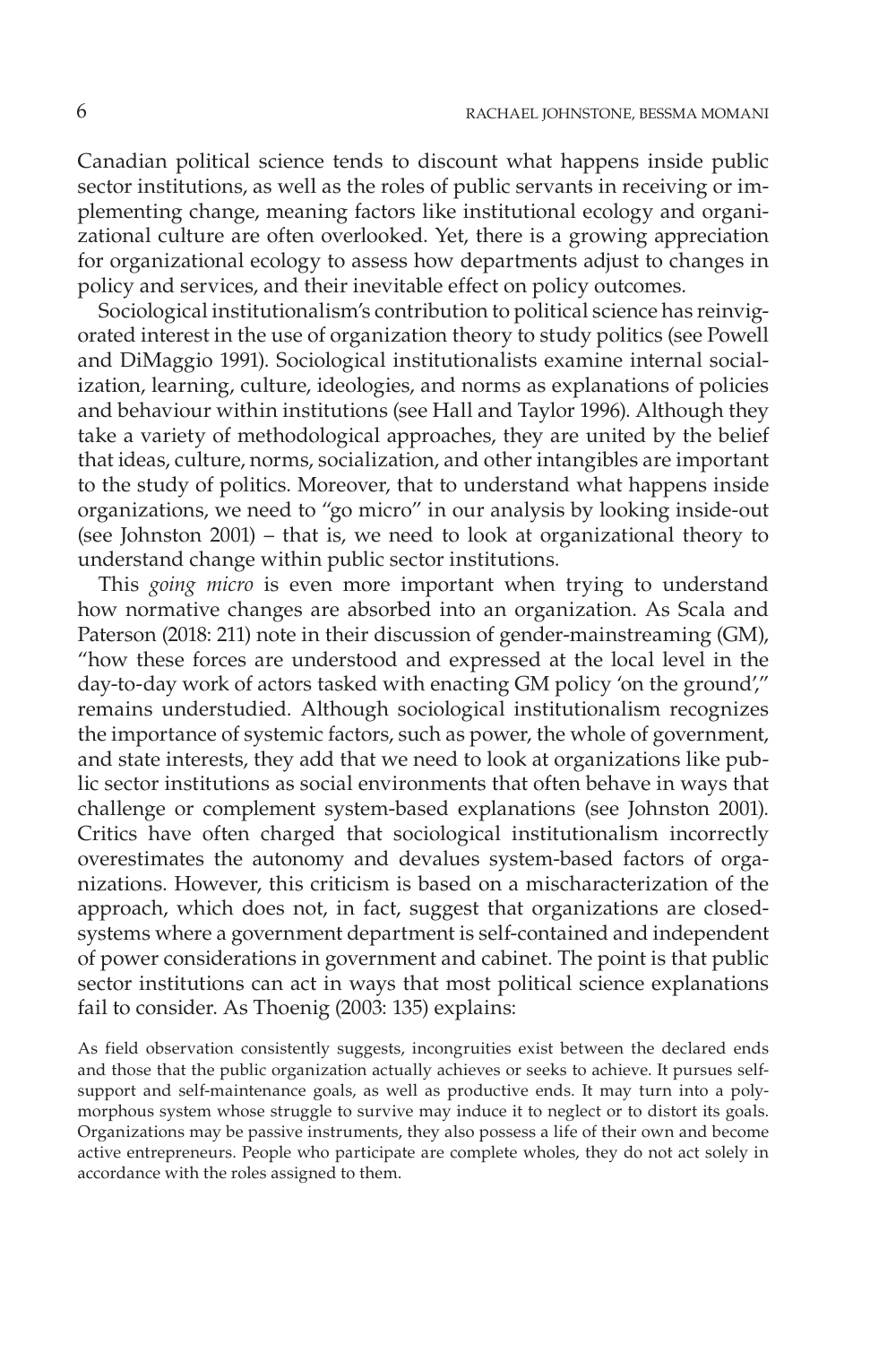Canadian political science tends to discount what happens inside public sector institutions, as well as the roles of public servants in receiving or implementing change, meaning factors like institutional ecology and organizational culture are often overlooked. Yet, there is a growing appreciation for organizational ecology to assess how departments adjust to changes in policy and services, and their inevitable effect on policy outcomes.

Sociological institutionalism's contribution to political science has reinvigorated interest in the use of organization theory to study politics (see Powell and DiMaggio 1991). Sociological institutionalists examine internal socialization, learning, culture, ideologies, and norms as explanations of policies and behaviour within institutions (see Hall and Taylor 1996). Although they take a variety of methodological approaches, they are united by the belief that ideas, culture, norms, socialization, and other intangibles are important to the study of politics. Moreover, that to understand what happens inside organizations, we need to "go micro" in our analysis by looking inside-out (see Johnston 2001) – that is, we need to look at organizational theory to understand change within public sector institutions.

This *going micro* is even more important when trying to understand how normative changes are absorbed into an organization. As Scala and Paterson (2018: 211) note in their discussion of gender-mainstreaming (GM), "how these forces are understood and expressed at the local level in the day-to-day work of actors tasked with enacting GM policy 'on the ground'," remains understudied. Although sociological institutionalism recognizes the importance of systemic factors, such as power, the whole of government, and state interests, they add that we need to look at organizations like public sector institutions as social environments that often behave in ways that challenge or complement system-based explanations (see Johnston 2001). Critics have often charged that sociological institutionalism incorrectly overestimates the autonomy and devalues system-based factors of organizations. However, this criticism is based on a mischaracterization of the approach, which does not, in fact, suggest that organizations are closed-systems where a government department is self-contained and independent of power considerations in government and cabinet. The point is that public sector institutions can act in ways that most political science explanations fail to consider. As Thoenig (2003: 135) explains:

> As field observation consistently suggests, incongruities exist between the declared ends and those that the public organization actually achieves or seeks to achieve. It pursues self-support and self-maintenance goals, as well as productive ends. It may turn into a polymorphous system whose struggle to survive may induce it to neglect or to distort its goals. Organizations may be passive instruments, they also possess a life of their own and become active entrepreneurs. People who participate are complete wholes, they do not act solely in accordance with the roles assigned to them.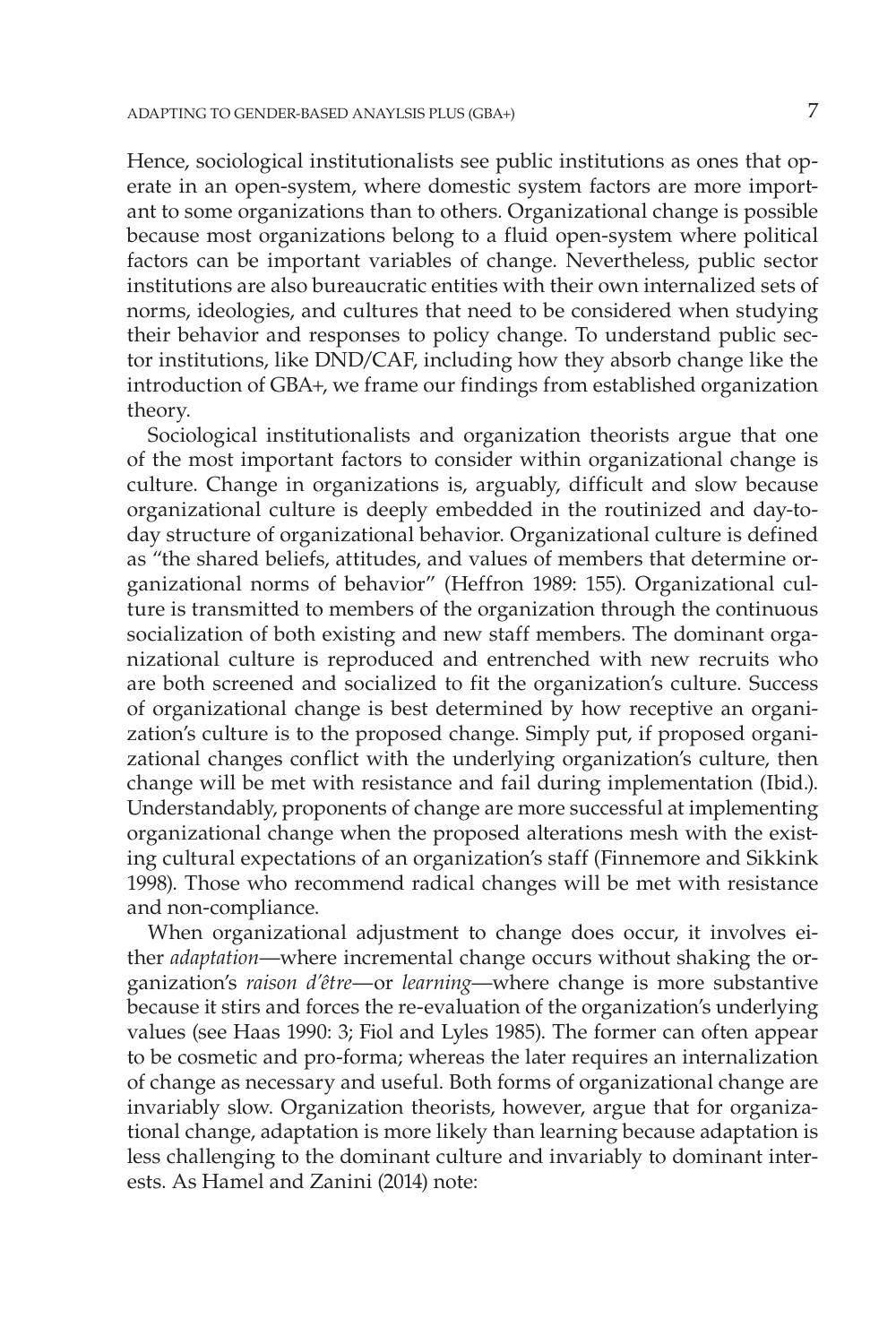Hence, sociological institutionalists see public institutions as ones that operate in an open-system, where domestic system factors are more important to some organizations than to others. Organizational change is possible because most organizations belong to a fluid open-system where political factors can be important variables of change. Nevertheless, public sector institutions are also bureaucratic entities with their own internalized sets of norms, ideologies, and cultures that need to be considered when studying their behavior and responses to policy change. To understand public sector institutions, like DND/CAF, including how they absorb change like the introduction of GBA+, we frame our findings from established organization theory.

Sociological institutionalists and organization theorists argue that one of the most important factors to consider within organizational change is culture. Change in organizations is, arguably, difficult and slow because organizational culture is deeply embedded in the routinized and day-to-day structure of organizational behavior. Organizational culture is defined as "the shared beliefs, attitudes, and values of members that determine organizational norms of behavior" (Heffron 1989: 155). Organizational culture is transmitted to members of the organization through the continuous socialization of both existing and new staff members. The dominant organizational culture is reproduced and entrenched with new recruits who are both screened and socialized to fit the organization's culture. Success of organizational change is best determined by how receptive an organization's culture is to the proposed change. Simply put, if proposed organizational changes conflict with the underlying organization's culture, then change will be met with resistance and fail during implementation (Ibid.). Understandably, proponents of change are more successful at implementing organizational change when the proposed alterations mesh with the existing cultural expectations of an organization's staff (Finnemore and Sikkink 1998). Those who recommend radical changes will be met with resistance and non-compliance.

When organizational adjustment to change does occur, it involves either *adaptation*—where incremental change occurs without shaking the organization's *raison d'être*—or *learning*—where change is more substantive because it stirs and forces the re-evaluation of the organization's underlying values (see Haas 1990: 3; Fiol and Lyles 1985). The former can often appear to be cosmetic and pro-forma; whereas the later requires an internalization of change as necessary and useful. Both forms of organizational change are invariably slow. Organization theorists, however, argue that for organizational change, adaptation is more likely than learning because adaptation is less challenging to the dominant culture and invariably to dominant interests. As Hamel and Zanini (2014) note: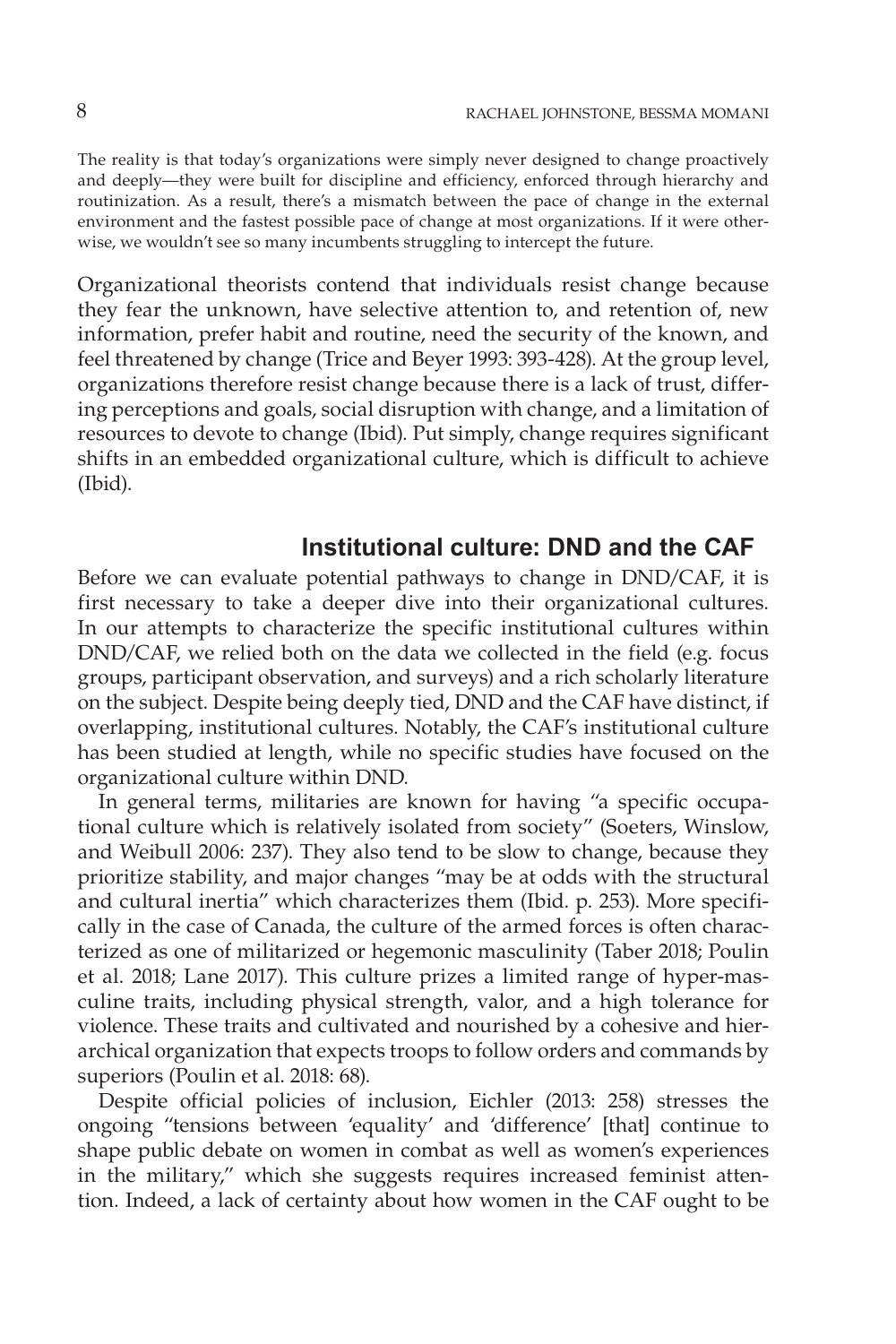> The reality is that today's organizations were simply never designed to change proactively and deeply—they were built for discipline and efficiency, enforced through hierarchy and routinization. As a result, there's a mismatch between the pace of change in the external environment and the fastest possible pace of change at most organizations. If it were otherwise, we wouldn't see so many incumbents struggling to intercept the future.

Organizational theorists contend that individuals resist change because they fear the unknown, have selective attention to, and retention of, new information, prefer habit and routine, need the security of the known, and feel threatened by change (Trice and Beyer 1993: 393-428). At the group level, organizations therefore resist change because there is a lack of trust, differing perceptions and goals, social disruption with change, and a limitation of resources to devote to change (Ibid). Put simply, change requires significant shifts in an embedded organizational culture, which is difficult to achieve (Ibid).

## Institutional culture: DND and the CAF

Before we can evaluate potential pathways to change in DND/CAF, it is first necessary to take a deeper dive into their organizational cultures. In our attempts to characterize the specific institutional cultures within DND/CAF, we relied both on the data we collected in the field (e.g. focus groups, participant observation, and surveys) and a rich scholarly literature on the subject. Despite being deeply tied, DND and the CAF have distinct, if overlapping, institutional cultures. Notably, the CAF's institutional culture has been studied at length, while no specific studies have focused on the organizational culture within DND.

In general terms, militaries are known for having "a specific occupational culture which is relatively isolated from society" (Soeters, Winslow, and Weibull 2006: 237). They also tend to be slow to change, because they prioritize stability, and major changes "may be at odds with the structural and cultural inertia" which characterizes them (Ibid. p. 253). More specifically in the case of Canada, the culture of the armed forces is often characterized as one of militarized or hegemonic masculinity (Taber 2018; Poulin et al. 2018; Lane 2017). This culture prizes a limited range of hyper-masculine traits, including physical strength, valor, and a high tolerance for violence. These traits and cultivated and nourished by a cohesive and hierarchical organization that expects troops to follow orders and commands by superiors (Poulin et al. 2018: 68).

Despite official policies of inclusion, Eichler (2013: 258) stresses the ongoing "tensions between 'equality' and 'difference' [that] continue to shape public debate on women in combat as well as women's experiences in the military," which she suggests requires increased feminist attention. Indeed, a lack of certainty about how women in the CAF ought to be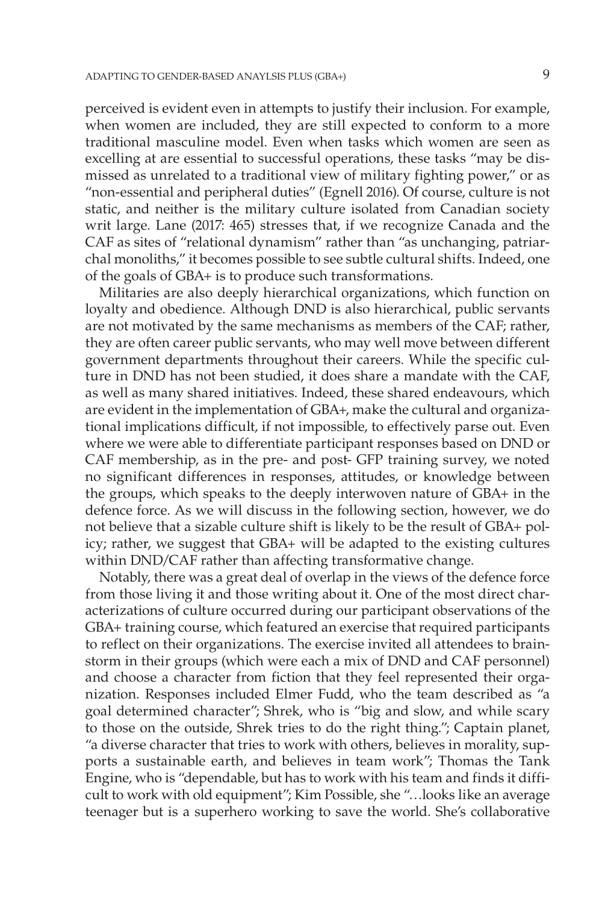perceived is evident even in attempts to justify their inclusion. For example, when women are included, they are still expected to conform to a more traditional masculine model. Even when tasks which women are seen as excelling at are essential to successful operations, these tasks "may be dismissed as unrelated to a traditional view of military fighting power," or as "non-essential and peripheral duties" (Egnell 2016). Of course, culture is not static, and neither is the military culture isolated from Canadian society writ large. Lane (2017: 465) stresses that, if we recognize Canada and the CAF as sites of "relational dynamism" rather than "as unchanging, patriarchal monoliths," it becomes possible to see subtle cultural shifts. Indeed, one of the goals of GBA+ is to produce such transformations.

Militaries are also deeply hierarchical organizations, which function on loyalty and obedience. Although DND is also hierarchical, public servants are not motivated by the same mechanisms as members of the CAF; rather, they are often career public servants, who may well move between different government departments throughout their careers. While the specific culture in DND has not been studied, it does share a mandate with the CAF, as well as many shared initiatives. Indeed, these shared endeavours, which are evident in the implementation of GBA+, make the cultural and organizational implications difficult, if not impossible, to effectively parse out. Even where we were able to differentiate participant responses based on DND or CAF membership, as in the pre- and post- GFP training survey, we noted no significant differences in responses, attitudes, or knowledge between the groups, which speaks to the deeply interwoven nature of GBA+ in the defence force. As we will discuss in the following section, however, we do not believe that a sizable culture shift is likely to be the result of GBA+ policy; rather, we suggest that GBA+ will be adapted to the existing cultures within DND/CAF rather than affecting transformative change.

Notably, there was a great deal of overlap in the views of the defence force from those living it and those writing about it. One of the most direct characterizations of culture occurred during our participant observations of the GBA+ training course, which featured an exercise that required participants to reflect on their organizations. The exercise invited all attendees to brainstorm in their groups (which were each a mix of DND and CAF personnel) and choose a character from fiction that they feel represented their organization. Responses included Elmer Fudd, who the team described as "a goal determined character"; Shrek, who is "big and slow, and while scary to those on the outside, Shrek tries to do the right thing."; Captain planet, "a diverse character that tries to work with others, believes in morality, supports a sustainable earth, and believes in team work"; Thomas the Tank Engine, who is "dependable, but has to work with his team and finds it difficult to work with old equipment"; Kim Possible, she "…looks like an average teenager but is a superhero working to save the world. She's collaborative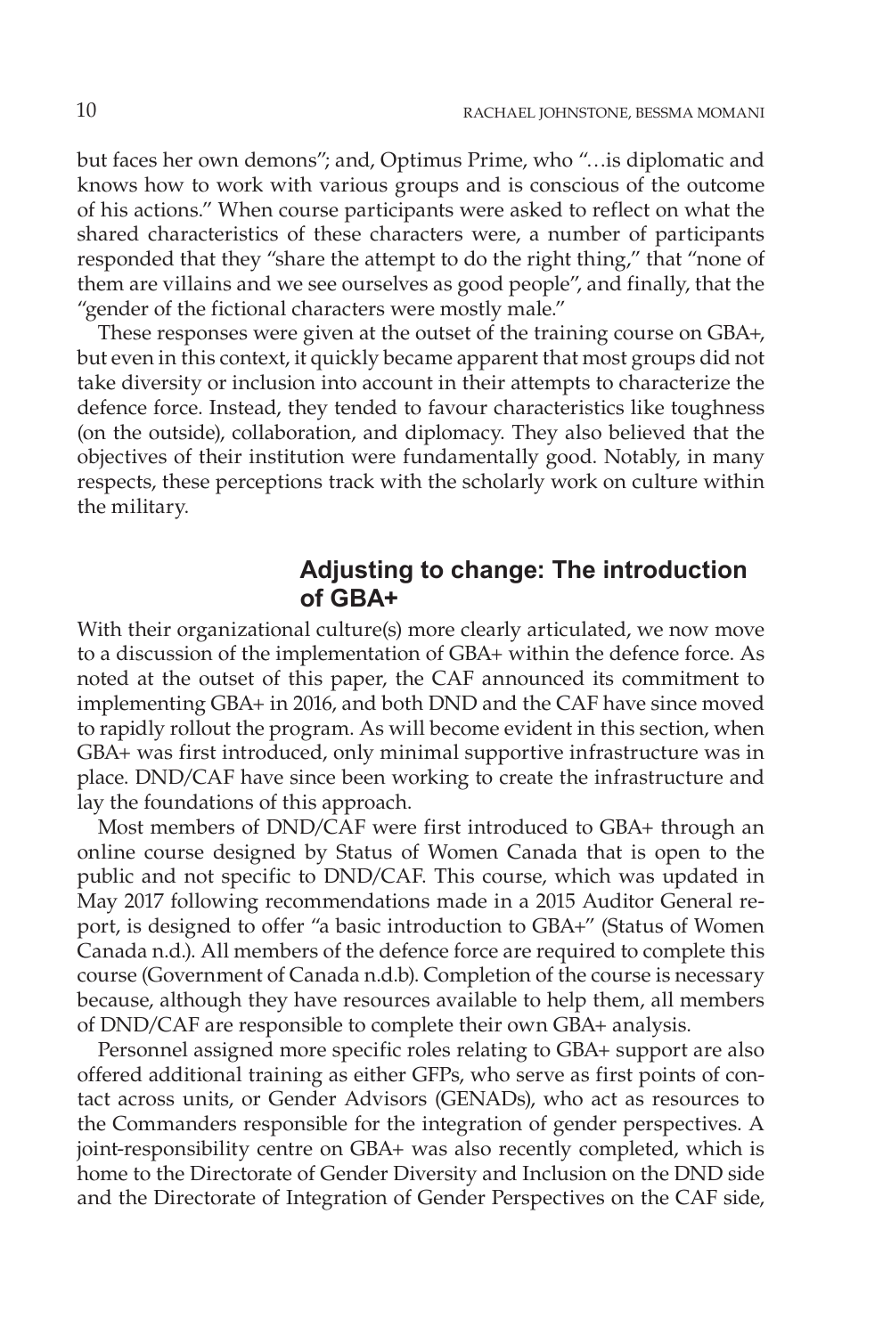but faces her own demons"; and, Optimus Prime, who "…is diplomatic and knows how to work with various groups and is conscious of the outcome of his actions." When course participants were asked to reflect on what the shared characteristics of these characters were, a number of participants responded that they "share the attempt to do the right thing," that "none of them are villains and we see ourselves as good people", and finally, that the "gender of the fictional characters were mostly male."

These responses were given at the outset of the training course on GBA+, but even in this context, it quickly became apparent that most groups did not take diversity or inclusion into account in their attempts to characterize the defence force. Instead, they tended to favour characteristics like toughness (on the outside), collaboration, and diplomacy. They also believed that the objectives of their institution were fundamentally good. Notably, in many respects, these perceptions track with the scholarly work on culture within the military.

## Adjusting to change: The introduction of GBA+

With their organizational culture(s) more clearly articulated, we now move to a discussion of the implementation of GBA+ within the defence force. As noted at the outset of this paper, the CAF announced its commitment to implementing GBA+ in 2016, and both DND and the CAF have since moved to rapidly rollout the program. As will become evident in this section, when GBA+ was first introduced, only minimal supportive infrastructure was in place. DND/CAF have since been working to create the infrastructure and lay the foundations of this approach.

Most members of DND/CAF were first introduced to GBA+ through an online course designed by Status of Women Canada that is open to the public and not specific to DND/CAF. This course, which was updated in May 2017 following recommendations made in a 2015 Auditor General report, is designed to offer "a basic introduction to GBA+" (Status of Women Canada n.d.). All members of the defence force are required to complete this course (Government of Canada n.d.b). Completion of the course is necessary because, although they have resources available to help them, all members of DND/CAF are responsible to complete their own GBA+ analysis.

Personnel assigned more specific roles relating to GBA+ support are also offered additional training as either GFPs, who serve as first points of contact across units, or Gender Advisors (GENADs), who act as resources to the Commanders responsible for the integration of gender perspectives. A joint-responsibility centre on GBA+ was also recently completed, which is home to the Directorate of Gender Diversity and Inclusion on the DND side and the Directorate of Integration of Gender Perspectives on the CAF side,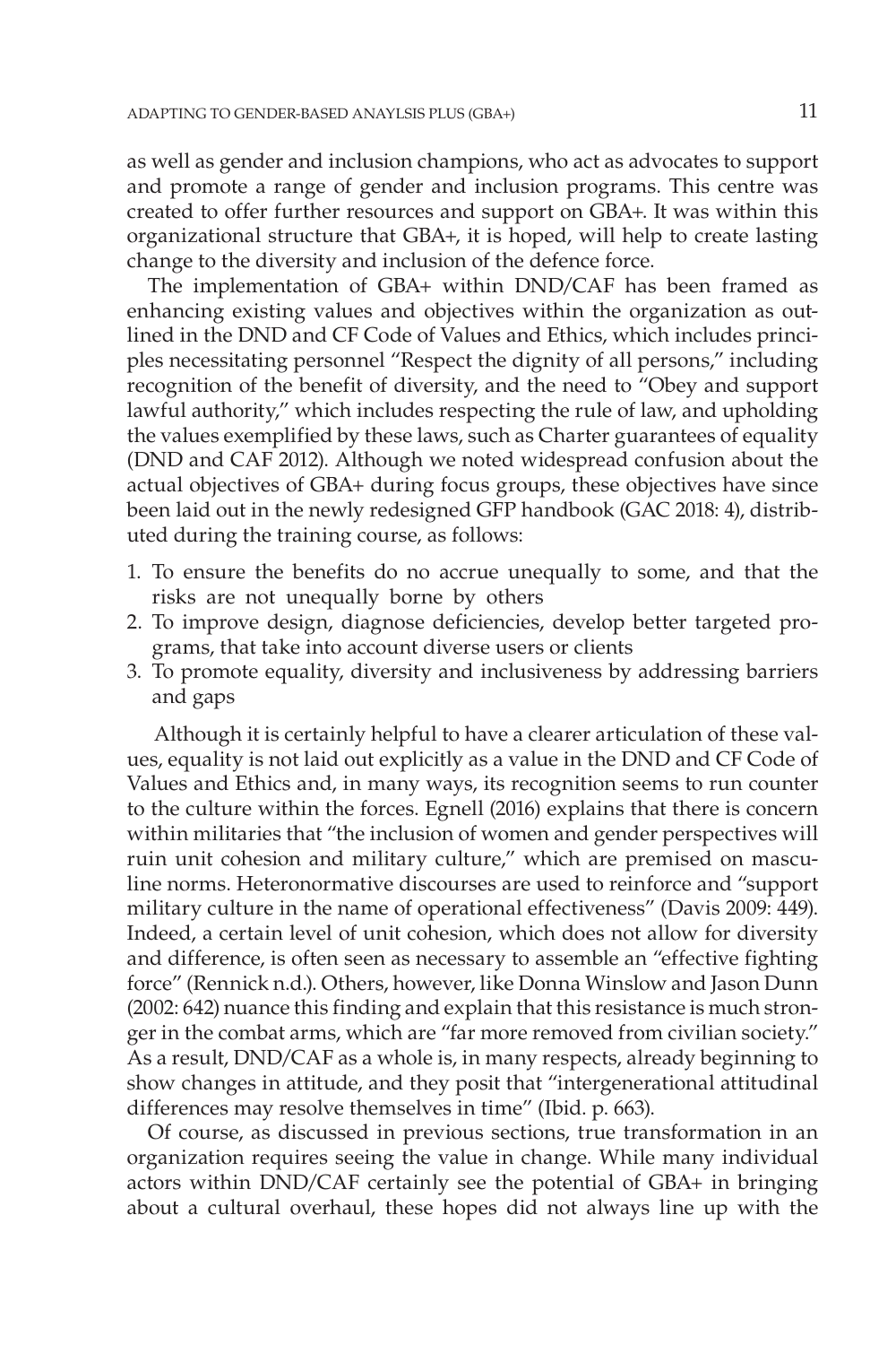as well as gender and inclusion champions, who act as advocates to support and promote a range of gender and inclusion programs. This centre was created to offer further resources and support on GBA+. It was within this organizational structure that GBA+, it is hoped, will help to create lasting change to the diversity and inclusion of the defence force.

The implementation of GBA+ within DND/CAF has been framed as enhancing existing values and objectives within the organization as outlined in the DND and CF Code of Values and Ethics, which includes principles necessitating personnel "Respect the dignity of all persons," including recognition of the benefit of diversity, and the need to "Obey and support lawful authority," which includes respecting the rule of law, and upholding the values exemplified by these laws, such as Charter guarantees of equality (DND and CAF 2012). Although we noted widespread confusion about the actual objectives of GBA+ during focus groups, these objectives have since been laid out in the newly redesigned GFP handbook (GAC 2018: 4), distributed during the training course, as follows:

1. To ensure the benefits do no accrue unequally to some, and that the risks are not unequally borne by others
2. To improve design, diagnose deficiencies, develop better targeted programs, that take into account diverse users or clients
3. To promote equality, diversity and inclusiveness by addressing barriers and gaps

Although it is certainly helpful to have a clearer articulation of these values, equality is not laid out explicitly as a value in the DND and CF Code of Values and Ethics and, in many ways, its recognition seems to run counter to the culture within the forces. Egnell (2016) explains that there is concern within militaries that "the inclusion of women and gender perspectives will ruin unit cohesion and military culture," which are premised on masculine norms. Heteronormative discourses are used to reinforce and "support military culture in the name of operational effectiveness" (Davis 2009: 449). Indeed, a certain level of unit cohesion, which does not allow for diversity and difference, is often seen as necessary to assemble an "effective fighting force" (Rennick n.d.). Others, however, like Donna Winslow and Jason Dunn (2002: 642) nuance this finding and explain that this resistance is much stronger in the combat arms, which are "far more removed from civilian society." As a result, DND/CAF as a whole is, in many respects, already beginning to show changes in attitude, and they posit that "intergenerational attitudinal differences may resolve themselves in time" (Ibid. p. 663).

Of course, as discussed in previous sections, true transformation in an organization requires seeing the value in change. While many individual actors within DND/CAF certainly see the potential of GBA+ in bringing about a cultural overhaul, these hopes did not always line up with the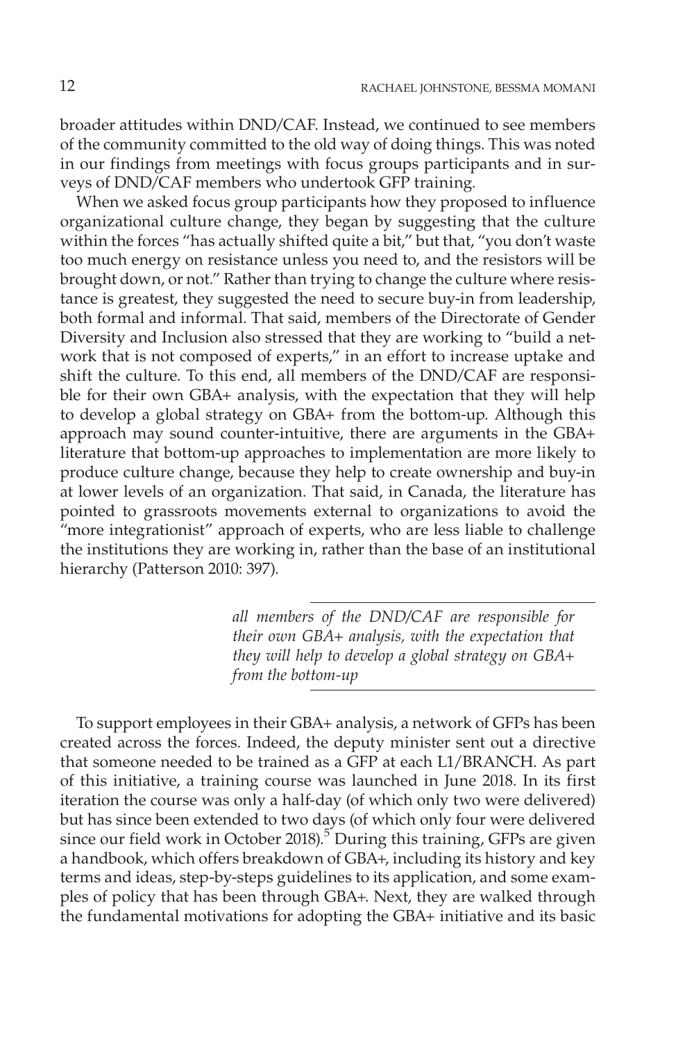broader attitudes within DND/CAF. Instead, we continued to see members of the community committed to the old way of doing things. This was noted in our findings from meetings with focus groups participants and in surveys of DND/CAF members who undertook GFP training.

When we asked focus group participants how they proposed to influence organizational culture change, they began by suggesting that the culture within the forces "has actually shifted quite a bit," but that, "you don't waste too much energy on resistance unless you need to, and the resistors will be brought down, or not." Rather than trying to change the culture where resistance is greatest, they suggested the need to secure buy-in from leadership, both formal and informal. That said, members of the Directorate of Gender Diversity and Inclusion also stressed that they are working to "build a network that is not composed of experts," in an effort to increase uptake and shift the culture. To this end, all members of the DND/CAF are responsible for their own GBA+ analysis, with the expectation that they will help to develop a global strategy on GBA+ from the bottom-up. Although this approach may sound counter-intuitive, there are arguments in the GBA+ literature that bottom-up approaches to implementation are more likely to produce culture change, because they help to create ownership and buy-in at lower levels of an organization. That said, in Canada, the literature has pointed to grassroots movements external to organizations to avoid the "more integrationist" approach of experts, who are less liable to challenge the institutions they are working in, rather than the base of an institutional hierarchy (Patterson 2010: 397).

> *all members of the DND/CAF are responsible for their own GBA+ analysis, with the expectation that they will help to develop a global strategy on GBA+ from the bottom-up*

To support employees in their GBA+ analysis, a network of GFPs has been created across the forces. Indeed, the deputy minister sent out a directive that someone needed to be trained as a GFP at each L1/BRANCH. As part of this initiative, a training course was launched in June 2018. In its first iteration the course was only a half-day (of which only two were delivered) but has since been extended to two days (of which only four were delivered since our field work in October 2018).[5] During this training, GFPs are given a handbook, which offers breakdown of GBA+, including its history and key terms and ideas, step-by-steps guidelines to its application, and some examples of policy that has been through GBA+. Next, they are walked through the fundamental motivations for adopting the GBA+ initiative and its basic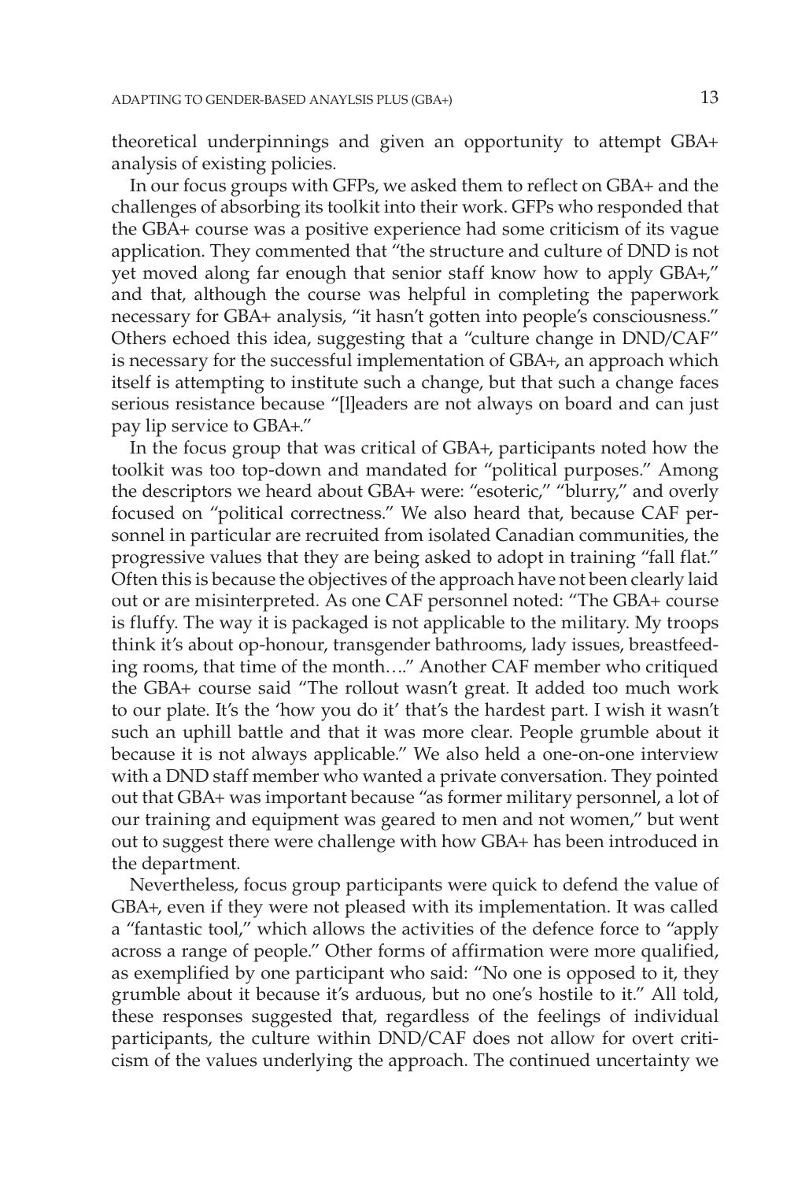theoretical underpinnings and given an opportunity to attempt GBA+ analysis of existing policies.

In our focus groups with GFPs, we asked them to reflect on GBA+ and the challenges of absorbing its toolkit into their work. GFPs who responded that the GBA+ course was a positive experience had some criticism of its vague application. They commented that "the structure and culture of DND is not yet moved along far enough that senior staff know how to apply GBA+," and that, although the course was helpful in completing the paperwork necessary for GBA+ analysis, "it hasn't gotten into people's consciousness." Others echoed this idea, suggesting that a "culture change in DND/CAF" is necessary for the successful implementation of GBA+, an approach which itself is attempting to institute such a change, but that such a change faces serious resistance because "[l]eaders are not always on board and can just pay lip service to GBA+."

In the focus group that was critical of GBA+, participants noted how the toolkit was too top-down and mandated for "political purposes." Among the descriptors we heard about GBA+ were: "esoteric," "blurry," and overly focused on "political correctness." We also heard that, because CAF personnel in particular are recruited from isolated Canadian communities, the progressive values that they are being asked to adopt in training "fall flat." Often this is because the objectives of the approach have not been clearly laid out or are misinterpreted. As one CAF personnel noted: "The GBA+ course is fluffy. The way it is packaged is not applicable to the military. My troops think it's about op-honour, transgender bathrooms, lady issues, breastfeeding rooms, that time of the month…." Another CAF member who critiqued the GBA+ course said "The rollout wasn't great. It added too much work to our plate. It's the 'how you do it' that's the hardest part. I wish it wasn't such an uphill battle and that it was more clear. People grumble about it because it is not always applicable." We also held a one-on-one interview with a DND staff member who wanted a private conversation. They pointed out that GBA+ was important because "as former military personnel, a lot of our training and equipment was geared to men and not women," but went out to suggest there were challenge with how GBA+ has been introduced in the department.

Nevertheless, focus group participants were quick to defend the value of GBA+, even if they were not pleased with its implementation. It was called a "fantastic tool," which allows the activities of the defence force to "apply across a range of people." Other forms of affirmation were more qualified, as exemplified by one participant who said: "No one is opposed to it, they grumble about it because it's arduous, but no one's hostile to it." All told, these responses suggested that, regardless of the feelings of individual participants, the culture within DND/CAF does not allow for overt criticism of the values underlying the approach. The continued uncertainty we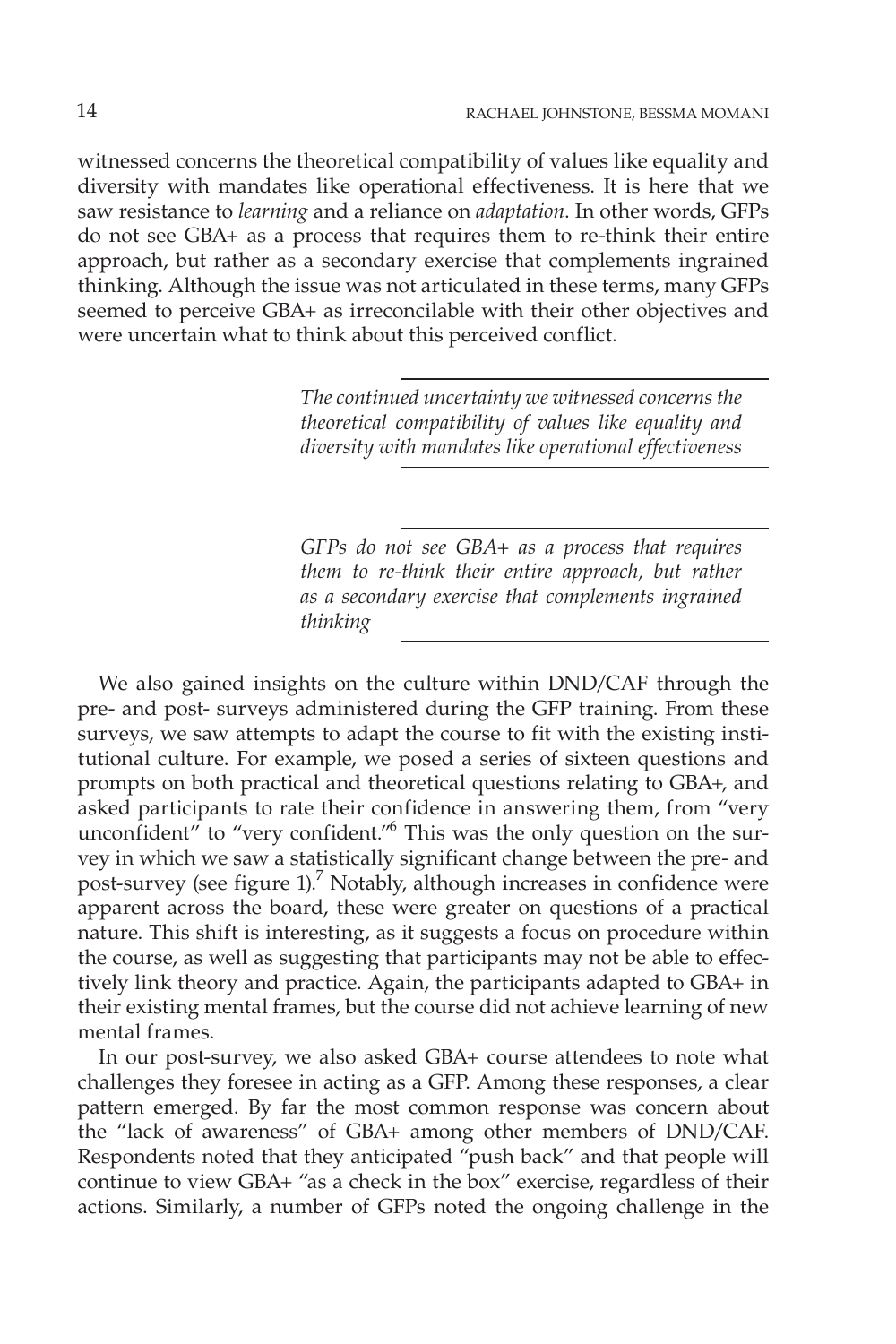witnessed concerns the theoretical compatibility of values like equality and diversity with mandates like operational effectiveness. It is here that we saw resistance to *learning* and a reliance on *adaptation*. In other words, GFPs do not see GBA+ as a process that requires them to re-think their entire approach, but rather as a secondary exercise that complements ingrained thinking. Although the issue was not articulated in these terms, many GFPs seemed to perceive GBA+ as irreconcilable with their other objectives and were uncertain what to think about this perceived conflict.

> *The continued uncertainty we witnessed concerns the theoretical compatibility of values like equality and diversity with mandates like operational effectiveness*

> *GFPs do not see GBA+ as a process that requires them to re-think their entire approach, but rather as a secondary exercise that complements ingrained thinking*

We also gained insights on the culture within DND/CAF through the pre- and post- surveys administered during the GFP training. From these surveys, we saw attempts to adapt the course to fit with the existing institutional culture. For example, we posed a series of sixteen questions and prompts on both practical and theoretical questions relating to GBA+, and asked participants to rate their confidence in answering them, from "very unconfident" to "very confident."[6] This was the only question on the survey in which we saw a statistically significant change between the pre- and post-survey (see figure 1).[7] Notably, although increases in confidence were apparent across the board, these were greater on questions of a practical nature. This shift is interesting, as it suggests a focus on procedure within the course, as well as suggesting that participants may not be able to effectively link theory and practice. Again, the participants adapted to GBA+ in their existing mental frames, but the course did not achieve learning of new mental frames.

In our post-survey, we also asked GBA+ course attendees to note what challenges they foresee in acting as a GFP. Among these responses, a clear pattern emerged. By far the most common response was concern about the "lack of awareness" of GBA+ among other members of DND/CAF. Respondents noted that they anticipated "push back" and that people will continue to view GBA+ "as a check in the box" exercise, regardless of their actions. Similarly, a number of GFPs noted the ongoing challenge in the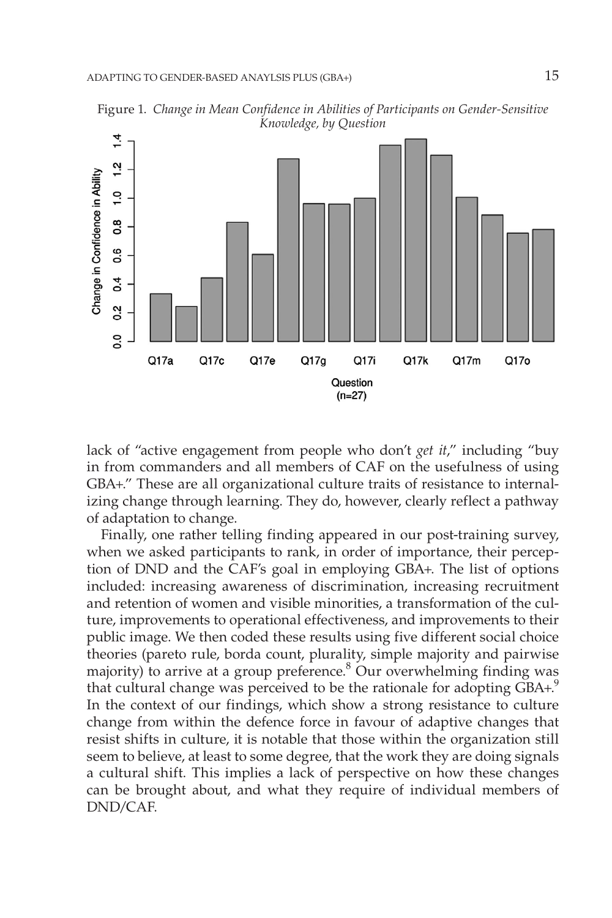Figure 1. *Change in Mean Confidence in Abilities of Participants on Gender-Sensitive Knowledge, by Question*

lack of "active engagement from people who don't *get it*," including "buy in from commanders and all members of CAF on the usefulness of using GBA+." These are all organizational culture traits of resistance to internalizing change through learning. They do, however, clearly reflect a pathway of adaptation to change.

Finally, one rather telling finding appeared in our post-training survey, when we asked participants to rank, in order of importance, their perception of DND and the CAF's goal in employing GBA+. The list of options included: increasing awareness of discrimination, increasing recruitment and retention of women and visible minorities, a transformation of the culture, improvements to operational effectiveness, and improvements to their public image. We then coded these results using five different social choice theories (pareto rule, borda count, plurality, simple majority and pairwise majority) to arrive at a group preference.[8] Our overwhelming finding was that cultural change was perceived to be the rationale for adopting GBA+.[9] In the context of our findings, which show a strong resistance to culture change from within the defence force in favour of adaptive changes that resist shifts in culture, it is notable that those within the organization still seem to believe, at least to some degree, that the work they are doing signals a cultural shift. This implies a lack of perspective on how these changes can be brought about, and what they require of individual members of DND/CAF.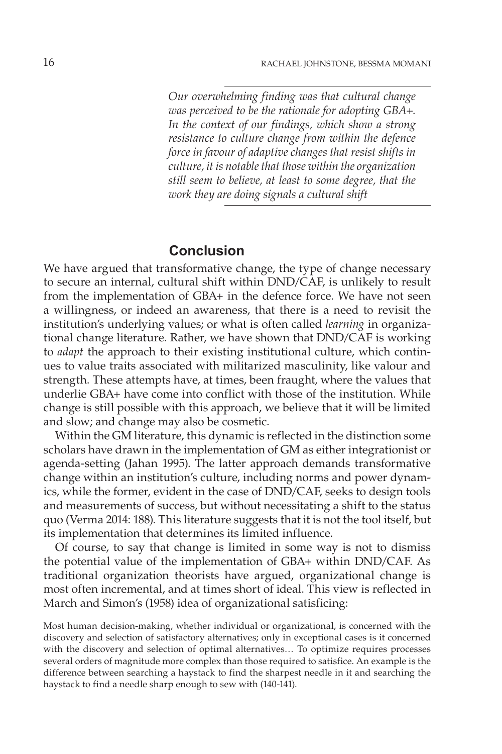*Our overwhelming finding was that cultural change was perceived to be the rationale for adopting GBA+. In the context of our findings, which show a strong resistance to culture change from within the defence force in favour of adaptive changes that resist shifts in culture, it is notable that those within the organization still seem to believe, at least to some degree, that the work they are doing signals a cultural shift*

## Conclusion

We have argued that transformative change, the type of change necessary to secure an internal, cultural shift within DND/CAF, is unlikely to result from the implementation of GBA+ in the defence force. We have not seen a willingness, or indeed an awareness, that there is a need to revisit the institution's underlying values; or what is often called *learning* in organizational change literature. Rather, we have shown that DND/CAF is working to *adapt* the approach to their existing institutional culture, which continues to value traits associated with militarized masculinity, like valour and strength. These attempts have, at times, been fraught, where the values that underlie GBA+ have come into conflict with those of the institution. While change is still possible with this approach, we believe that it will be limited and slow; and change may also be cosmetic.

Within the GM literature, this dynamic is reflected in the distinction some scholars have drawn in the implementation of GM as either integrationist or agenda-setting (Jahan 1995). The latter approach demands transformative change within an institution's culture, including norms and power dynamics, while the former, evident in the case of DND/CAF, seeks to design tools and measurements of success, but without necessitating a shift to the status quo (Verma 2014: 188). This literature suggests that it is not the tool itself, but its implementation that determines its limited influence.

Of course, to say that change is limited in some way is not to dismiss the potential value of the implementation of GBA+ within DND/CAF. As traditional organization theorists have argued, organizational change is most often incremental, and at times short of ideal. This view is reflected in March and Simon's (1958) idea of organizational satisficing:

> Most human decision-making, whether individual or organizational, is concerned with the discovery and selection of satisfactory alternatives; only in exceptional cases is it concerned with the discovery and selection of optimal alternatives… To optimize requires processes several orders of magnitude more complex than those required to satisfice. An example is the difference between searching a haystack to find the sharpest needle in it and searching the haystack to find a needle sharp enough to sew with (140-141).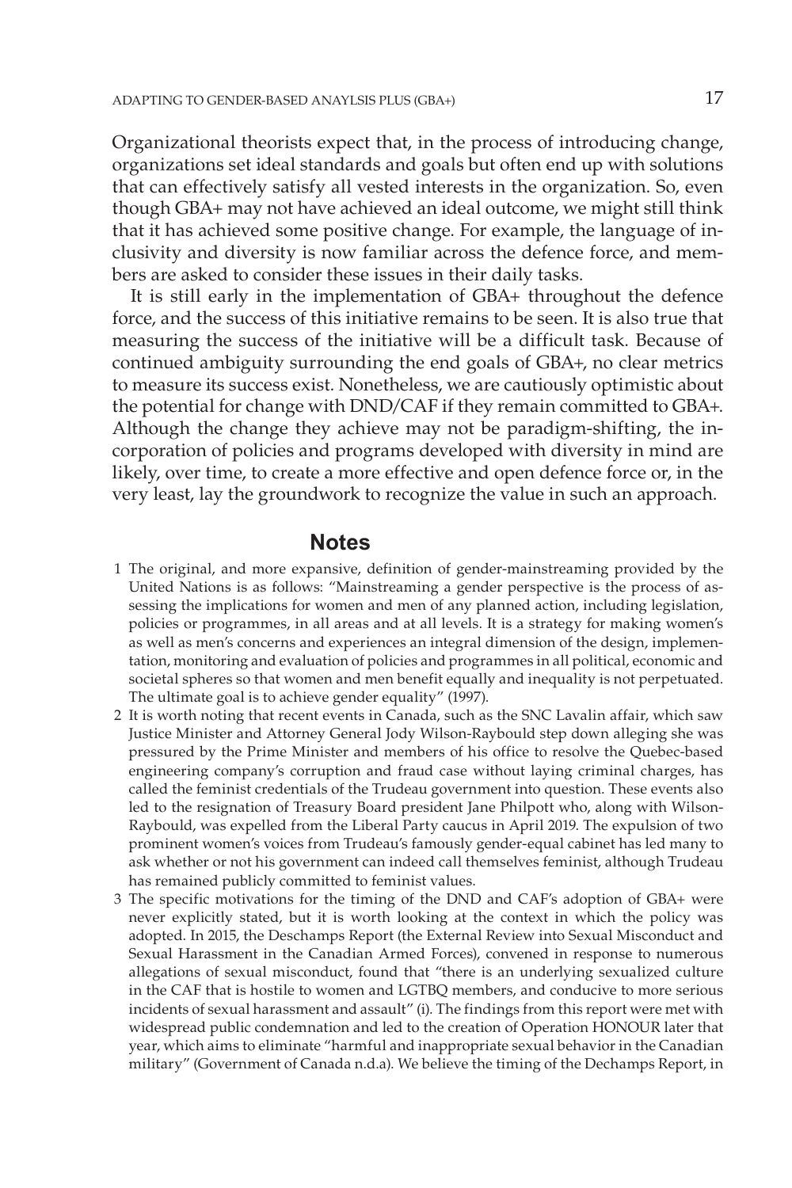Organizational theorists expect that, in the process of introducing change, organizations set ideal standards and goals but often end up with solutions that can effectively satisfy all vested interests in the organization. So, even though GBA+ may not have achieved an ideal outcome, we might still think that it has achieved some positive change. For example, the language of inclusivity and diversity is now familiar across the defence force, and members are asked to consider these issues in their daily tasks.

It is still early in the implementation of GBA+ throughout the defence force, and the success of this initiative remains to be seen. It is also true that measuring the success of the initiative will be a difficult task. Because of continued ambiguity surrounding the end goals of GBA+, no clear metrics to measure its success exist. Nonetheless, we are cautiously optimistic about the potential for change with DND/CAF if they remain committed to GBA+. Although the change they achieve may not be paradigm-shifting, the incorporation of policies and programs developed with diversity in mind are likely, over time, to create a more effective and open defence force or, in the very least, lay the groundwork to recognize the value in such an approach.

## Notes

1 The original, and more expansive, definition of gender-mainstreaming provided by the United Nations is as follows: "Mainstreaming a gender perspective is the process of assessing the implications for women and men of any planned action, including legislation, policies or programmes, in all areas and at all levels. It is a strategy for making women's as well as men's concerns and experiences an integral dimension of the design, implementation, monitoring and evaluation of policies and programmes in all political, economic and societal spheres so that women and men benefit equally and inequality is not perpetuated. The ultimate goal is to achieve gender equality" (1997).

2 It is worth noting that recent events in Canada, such as the SNC Lavalin affair, which saw Justice Minister and Attorney General Jody Wilson-Raybould step down alleging she was pressured by the Prime Minister and members of his office to resolve the Quebec-based engineering company's corruption and fraud case without laying criminal charges, has called the feminist credentials of the Trudeau government into question. These events also led to the resignation of Treasury Board president Jane Philpott who, along with Wilson-Raybould, was expelled from the Liberal Party caucus in April 2019. The expulsion of two prominent women's voices from Trudeau's famously gender-equal cabinet has led many to ask whether or not his government can indeed call themselves feminist, although Trudeau has remained publicly committed to feminist values.

3 The specific motivations for the timing of the DND and CAF's adoption of GBA+ were never explicitly stated, but it is worth looking at the context in which the policy was adopted. In 2015, the Deschamps Report (the External Review into Sexual Misconduct and Sexual Harassment in the Canadian Armed Forces), convened in response to numerous allegations of sexual misconduct, found that "there is an underlying sexualized culture in the CAF that is hostile to women and LGTBQ members, and conducive to more serious incidents of sexual harassment and assault" (i). The findings from this report were met with widespread public condemnation and led to the creation of Operation HONOUR later that year, which aims to eliminate "harmful and inappropriate sexual behavior in the Canadian military" (Government of Canada n.d.a). We believe the timing of the Dechamps Report, in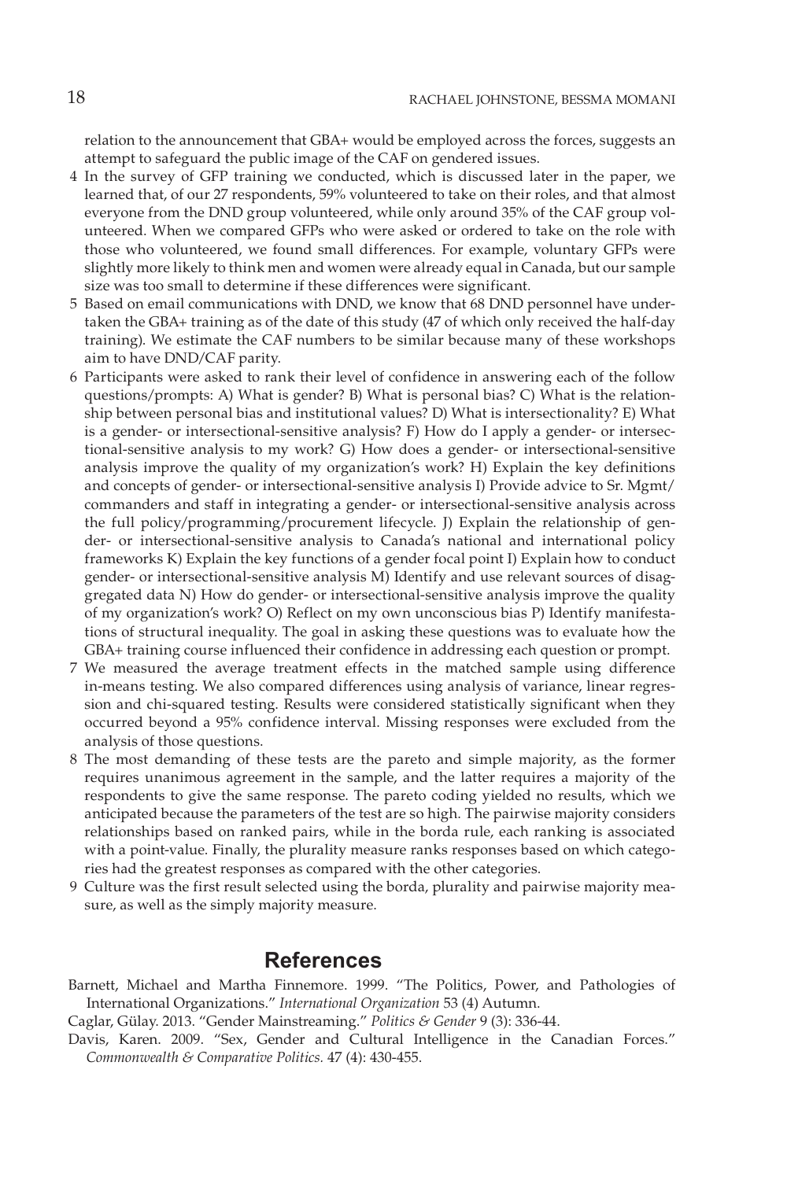relation to the announcement that GBA+ would be employed across the forces, suggests an attempt to safeguard the public image of the CAF on gendered issues.

4 In the survey of GFP training we conducted, which is discussed later in the paper, we learned that, of our 27 respondents, 59% volunteered to take on their roles, and that almost everyone from the DND group volunteered, while only around 35% of the CAF group volunteered. When we compared GFPs who were asked or ordered to take on the role with those who volunteered, we found small differences. For example, voluntary GFPs were slightly more likely to think men and women were already equal in Canada, but our sample size was too small to determine if these differences were significant.

5 Based on email communications with DND, we know that 68 DND personnel have undertaken the GBA+ training as of the date of this study (47 of which only received the half-day training). We estimate the CAF numbers to be similar because many of these workshops aim to have DND/CAF parity.

6 Participants were asked to rank their level of confidence in answering each of the follow questions/prompts: A) What is gender? B) What is personal bias? C) What is the relationship between personal bias and institutional values? D) What is intersectionality? E) What is a gender- or intersectional-sensitive analysis? F) How do I apply a gender- or intersectional-sensitive analysis to my work? G) How does a gender- or intersectional-sensitive analysis improve the quality of my organization's work? H) Explain the key definitions and concepts of gender- or intersectional-sensitive analysis I) Provide advice to Sr. Mgmt/commanders and staff in integrating a gender- or intersectional-sensitive analysis across the full policy/programming/procurement lifecycle. J) Explain the relationship of gender- or intersectional-sensitive analysis to Canada's national and international policy frameworks K) Explain the key functions of a gender focal point I) Explain how to conduct gender- or intersectional-sensitive analysis M) Identify and use relevant sources of disaggregated data N) How do gender- or intersectional-sensitive analysis improve the quality of my organization's work? O) Reflect on my own unconscious bias P) Identify manifestations of structural inequality. The goal in asking these questions was to evaluate how the GBA+ training course influenced their confidence in addressing each question or prompt.

7 We measured the average treatment effects in the matched sample using difference in-means testing. We also compared differences using analysis of variance, linear regression and chi-squared testing. Results were considered statistically significant when they occurred beyond a 95% confidence interval. Missing responses were excluded from the analysis of those questions.

8 The most demanding of these tests are the pareto and simple majority, as the former requires unanimous agreement in the sample, and the latter requires a majority of the respondents to give the same response. The pareto coding yielded no results, which we anticipated because the parameters of the test are so high. The pairwise majority considers relationships based on ranked pairs, while in the borda rule, each ranking is associated with a point-value. Finally, the plurality measure ranks responses based on which categories had the greatest responses as compared with the other categories.

9 Culture was the first result selected using the borda, plurality and pairwise majority measure, as well as the simply majority measure.

## References

Barnett, Michael and Martha Finnemore. 1999. "The Politics, Power, and Pathologies of International Organizations." *International Organization* 53 (4) Autumn.

Caglar, Gülay. 2013. "Gender Mainstreaming." *Politics & Gender* 9 (3): 336-44.

Davis, Karen. 2009. "Sex, Gender and Cultural Intelligence in the Canadian Forces." *Commonwealth & Comparative Politics*. 47 (4): 430-455.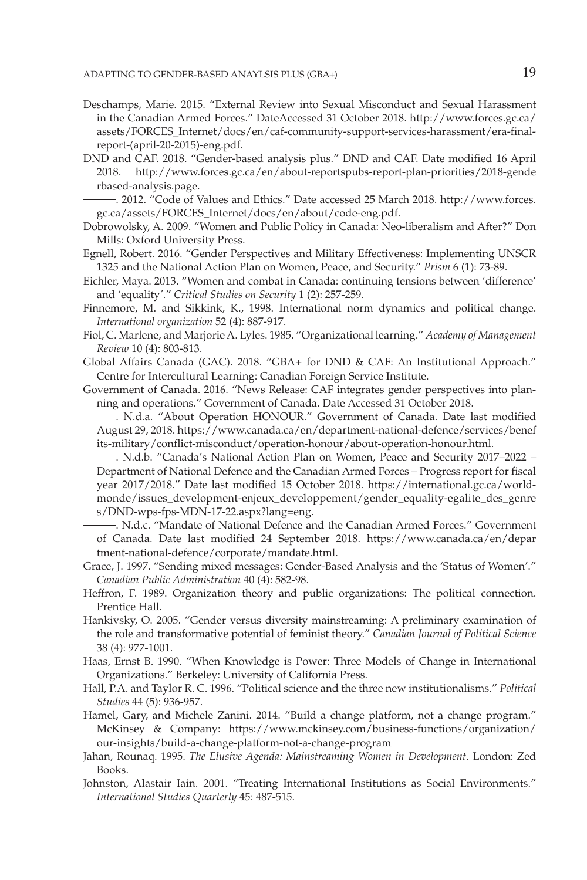Deschamps, Marie. 2015. "External Review into Sexual Misconduct and Sexual Harassment in the Canadian Armed Forces." DateAccessed 31 October 2018. http://www.forces.gc.ca/assets/FORCES_Internet/docs/en/caf-community-support-services-harassment/era-final-report-(april-20-2015)-eng.pdf.

DND and CAF. 2018. "Gender-based analysis plus." DND and CAF. Date modified 16 April 2018. http://www.forces.gc.ca/en/about-reportspubs-report-plan-priorities/2018-genderbased-analysis.page.

———. 2012. "Code of Values and Ethics." Date accessed 25 March 2018. http://www.forces.gc.ca/assets/FORCES_Internet/docs/en/about/code-eng.pdf.

Dobrowolsky, A. 2009. "Women and Public Policy in Canada: Neo-liberalism and After?" Don Mills: Oxford University Press.

Egnell, Robert. 2016. "Gender Perspectives and Military Effectiveness: Implementing UNSCR 1325 and the National Action Plan on Women, Peace, and Security." *Prism* 6 (1): 73-89.

Eichler, Maya. 2013. "Women and combat in Canada: continuing tensions between 'difference' and 'equality'." *Critical Studies on Security* 1 (2): 257-259.

Finnemore, M. and Sikkink, K., 1998. International norm dynamics and political change. *International organization* 52 (4): 887-917.

Fiol, C. Marlene, and Marjorie A. Lyles. 1985. "Organizational learning." *Academy of Management Review* 10 (4): 803-813.

Global Affairs Canada (GAC). 2018. "GBA+ for DND & CAF: An Institutional Approach." Centre for Intercultural Learning: Canadian Foreign Service Institute.

Government of Canada. 2016. "News Release: CAF integrates gender perspectives into planning and operations." Government of Canada. Date Accessed 31 October 2018.

———. N.d.a. "About Operation HONOUR." Government of Canada. Date last modified August 29, 2018. https://www.canada.ca/en/department-national-defence/services/benefits-military/conflict-misconduct/operation-honour/about-operation-honour.html.

———. N.d.b. "Canada's National Action Plan on Women, Peace and Security 2017–2022 – Department of National Defence and the Canadian Armed Forces – Progress report for fiscal year 2017/2018." Date last modified 15 October 2018. https://international.gc.ca/world-monde/issues_development-enjeux_developpement/gender_equality-egalite_des_genres/DND-wps-fps-MDN-17-22.aspx?lang=eng.

———. N.d.c. "Mandate of National Defence and the Canadian Armed Forces." Government of Canada. Date last modified 24 September 2018. https://www.canada.ca/en/department-national-defence/corporate/mandate.html.

Grace, J. 1997. "Sending mixed messages: Gender-Based Analysis and the 'Status of Women'." *Canadian Public Administration* 40 (4): 582-98.

Heffron, F. 1989. Organization theory and public organizations: The political connection. Prentice Hall.

Hankivsky, O. 2005. "Gender versus diversity mainstreaming: A preliminary examination of the role and transformative potential of feminist theory." *Canadian Journal of Political Science* 38 (4): 977-1001.

Haas, Ernst B. 1990. "When Knowledge is Power: Three Models of Change in International Organizations." Berkeley: University of California Press.

Hall, P.A. and Taylor R. C. 1996. "Political science and the three new institutionalisms." *Political Studies* 44 (5): 936-957.

Hamel, Gary, and Michele Zanini. 2014. "Build a change platform, not a change program." McKinsey & Company: https://www.mckinsey.com/business-functions/organization/our-insights/build-a-change-platform-not-a-change-program

Jahan, Rounaq. 1995. *The Elusive Agenda: Mainstreaming Women in Development*. London: Zed Books.

Johnston, Alastair Iain. 2001. "Treating International Institutions as Social Environments." *International Studies Quarterly* 45: 487-515.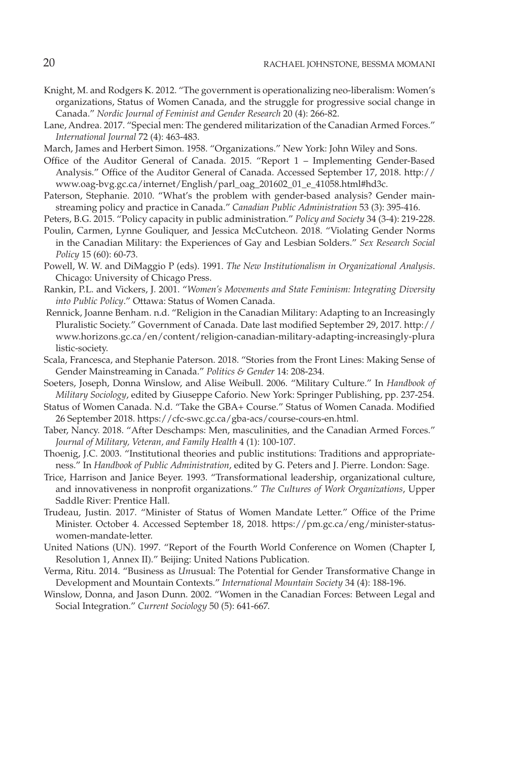Knight, M. and Rodgers K. 2012. "The government is operationalizing neo-liberalism: Women's organizations, Status of Women Canada, and the struggle for progressive social change in Canada." *Nordic Journal of Feminist and Gender Research* 20 (4): 266-82.

Lane, Andrea. 2017. "Special men: The gendered militarization of the Canadian Armed Forces." *International Journal* 72 (4): 463-483.

March, James and Herbert Simon. 1958. "Organizations." New York: John Wiley and Sons.

Office of the Auditor General of Canada. 2015. "Report 1 – Implementing Gender-Based Analysis." Office of the Auditor General of Canada. Accessed September 17, 2018. http://www.oag-bvg.gc.ca/internet/English/parl_oag_201602_01_e_41058.html#hd3c.

Paterson, Stephanie. 2010. "What's the problem with gender-based analysis? Gender mainstreaming policy and practice in Canada." *Canadian Public Administration* 53 (3): 395-416.

Peters, B.G. 2015. "Policy capacity in public administration." *Policy and Society* 34 (3-4): 219-228.

Poulin, Carmen, Lynne Gouliquer, and Jessica McCutcheon. 2018. "Violating Gender Norms in the Canadian Military: the Experiences of Gay and Lesbian Solders." *Sex Research Social Policy* 15 (60): 60-73.

Powell, W. W. and DiMaggio P (eds). 1991. *The New Institutionalism in Organizational Analysis*. Chicago: University of Chicago Press.

Rankin, P.L. and Vickers, J. 2001. "*Women's Movements and State Feminism: Integrating Diversity into Public Policy*." Ottawa: Status of Women Canada.

Rennick, Joanne Benham. n.d. "Religion in the Canadian Military: Adapting to an Increasingly Pluralistic Society." Government of Canada. Date last modified September 29, 2017. http://www.horizons.gc.ca/en/content/religion-canadian-military-adapting-increasingly-pluralistic-society.

Scala, Francesca, and Stephanie Paterson. 2018. "Stories from the Front Lines: Making Sense of Gender Mainstreaming in Canada." *Politics & Gender* 14: 208-234.

Soeters, Joseph, Donna Winslow, and Alise Weibull. 2006. "Military Culture." In *Handbook of Military Sociology*, edited by Giuseppe Caforio. New York: Springer Publishing, pp. 237-254.

Status of Women Canada. N.d. "Take the GBA+ Course." Status of Women Canada. Modified 26 September 2018. https://cfc-swc.gc.ca/gba-acs/course-cours-en.html.

Taber, Nancy. 2018. "After Deschamps: Men, masculinities, and the Canadian Armed Forces." *Journal of Military, Veteran, and Family Health* 4 (1): 100-107.

Thoenig, J.C. 2003. "Institutional theories and public institutions: Traditions and appropriateness." In *Handbook of Public Administration*, edited by G. Peters and J. Pierre. London: Sage.

Trice, Harrison and Janice Beyer. 1993. "Transformational leadership, organizational culture, and innovativeness in nonprofit organizations." *The Cultures of Work Organizations*, Upper Saddle River: Prentice Hall.

Trudeau, Justin. 2017. "Minister of Status of Women Mandate Letter." Office of the Prime Minister. October 4. Accessed September 18, 2018. https://pm.gc.ca/eng/minister-status-women-mandate-letter.

United Nations (UN). 1997. "Report of the Fourth World Conference on Women (Chapter I, Resolution 1, Annex II)." Beijing: United Nations Publication.

Verma, Ritu. 2014. "Business as *Un*usual: The Potential for Gender Transformative Change in Development and Mountain Contexts." *International Mountain Society* 34 (4): 188-196.

Winslow, Donna, and Jason Dunn. 2002. "Women in the Canadian Forces: Between Legal and Social Integration." *Current Sociology* 50 (5): 641-667.